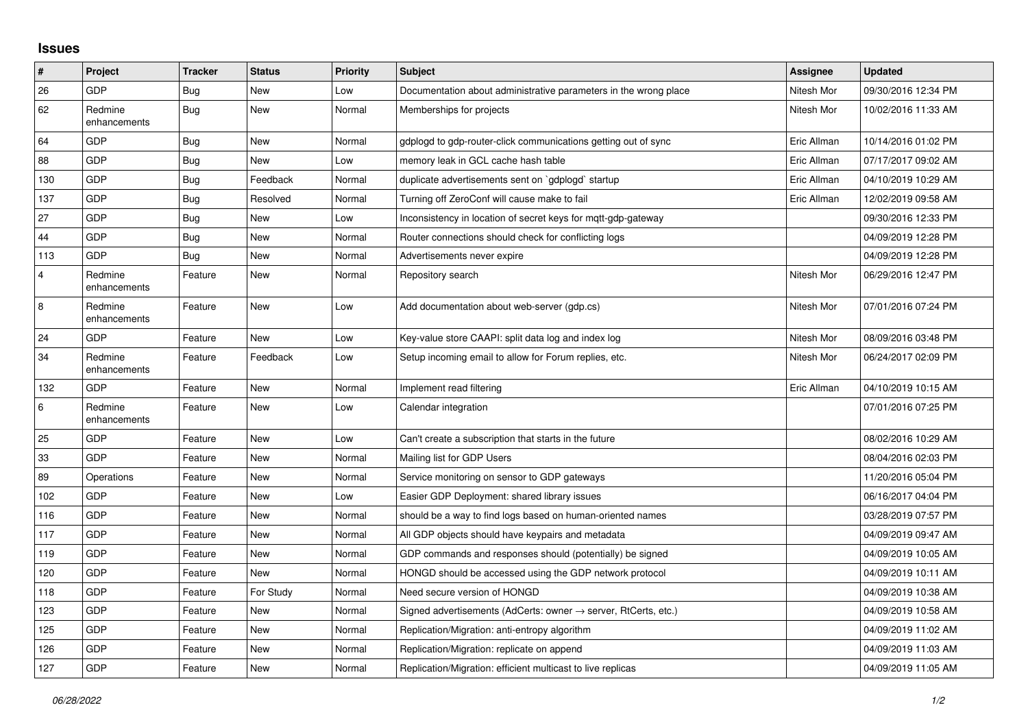## Issues

| # | Project | Tracker | Status | Priority | Subject | Assignee | Updated |
|---|---|---|---|---|---|---|---|
| 26 | GDP | Bug | New | Low | Documentation about administrative parameters in the wrong place | Nitesh Mor | 09/30/2016 12:34 PM |
| 62 | Redmine enhancements | Bug | New | Normal | Memberships for projects | Nitesh Mor | 10/02/2016 11:33 AM |
| 64 | GDP | Bug | New | Normal | gdplogd to gdp-router-click communications getting out of sync | Eric Allman | 10/14/2016 01:02 PM |
| 88 | GDP | Bug | New | Low | memory leak in GCL cache hash table | Eric Allman | 07/17/2017 09:02 AM |
| 130 | GDP | Bug | Feedback | Normal | duplicate advertisements sent on `gdplogd` startup | Eric Allman | 04/10/2019 10:29 AM |
| 137 | GDP | Bug | Resolved | Normal | Turning off ZeroConf will cause make to fail | Eric Allman | 12/02/2019 09:58 AM |
| 27 | GDP | Bug | New | Low | Inconsistency in location of secret keys for mqtt-gdp-gateway | | 09/30/2016 12:33 PM |
| 44 | GDP | Bug | New | Normal | Router connections should check for conflicting logs | | 04/09/2019 12:28 PM |
| 113 | GDP | Bug | New | Normal | Advertisements never expire | | 04/09/2019 12:28 PM |
| 4 | Redmine enhancements | Feature | New | Normal | Repository search | Nitesh Mor | 06/29/2016 12:47 PM |
| 8 | Redmine enhancements | Feature | New | Low | Add documentation about web-server (gdp.cs) | Nitesh Mor | 07/01/2016 07:24 PM |
| 24 | GDP | Feature | New | Low | Key-value store CAAPI: split data log and index log | Nitesh Mor | 08/09/2016 03:48 PM |
| 34 | Redmine enhancements | Feature | Feedback | Low | Setup incoming email to allow for Forum replies, etc. | Nitesh Mor | 06/24/2017 02:09 PM |
| 132 | GDP | Feature | New | Normal | Implement read filtering | Eric Allman | 04/10/2019 10:15 AM |
| 6 | Redmine enhancements | Feature | New | Low | Calendar integration | | 07/01/2016 07:25 PM |
| 25 | GDP | Feature | New | Low | Can't create a subscription that starts in the future | | 08/02/2016 10:29 AM |
| 33 | GDP | Feature | New | Normal | Mailing list for GDP Users | | 08/04/2016 02:03 PM |
| 89 | Operations | Feature | New | Normal | Service monitoring on sensor to GDP gateways | | 11/20/2016 05:04 PM |
| 102 | GDP | Feature | New | Low | Easier GDP Deployment: shared library issues | | 06/16/2017 04:04 PM |
| 116 | GDP | Feature | New | Normal | should be a way to find logs based on human-oriented names | | 03/28/2019 07:57 PM |
| 117 | GDP | Feature | New | Normal | All GDP objects should have keypairs and metadata | | 04/09/2019 09:47 AM |
| 119 | GDP | Feature | New | Normal | GDP commands and responses should (potentially) be signed | | 04/09/2019 10:05 AM |
| 120 | GDP | Feature | New | Normal | HONGD should be accessed using the GDP network protocol | | 04/09/2019 10:11 AM |
| 118 | GDP | Feature | For Study | Normal | Need secure version of HONGD | | 04/09/2019 10:38 AM |
| 123 | GDP | Feature | New | Normal | Signed advertisements (AdCerts: owner → server, RtCerts, etc.) | | 04/09/2019 10:58 AM |
| 125 | GDP | Feature | New | Normal | Replication/Migration: anti-entropy algorithm | | 04/09/2019 11:02 AM |
| 126 | GDP | Feature | New | Normal | Replication/Migration: replicate on append | | 04/09/2019 11:03 AM |
| 127 | GDP | Feature | New | Normal | Replication/Migration: efficient multicast to live replicas | | 04/09/2019 11:05 AM |

*06/28/2022*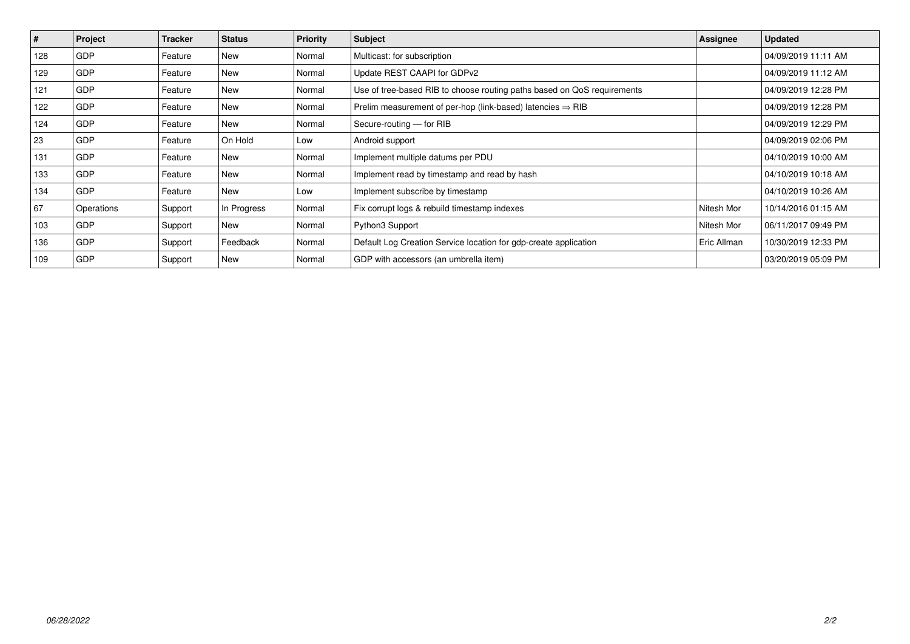| # | Project | Tracker | Status | Priority | Subject | Assignee | Updated |
|---|---|---|---|---|---|---|---|
| 128 | GDP | Feature | New | Normal | Multicast: for subscription | | 04/09/2019 11:11 AM |
| 129 | GDP | Feature | New | Normal | Update REST CAAPI for GDPv2 | | 04/09/2019 11:12 AM |
| 121 | GDP | Feature | New | Normal | Use of tree-based RIB to choose routing paths based on QoS requirements | | 04/09/2019 12:28 PM |
| 122 | GDP | Feature | New | Normal | Prelim measurement of per-hop (link-based) latencies ⇒ RIB | | 04/09/2019 12:28 PM |
| 124 | GDP | Feature | New | Normal | Secure-routing — for RIB | | 04/09/2019 12:29 PM |
| 23 | GDP | Feature | On Hold | Low | Android support | | 04/09/2019 02:06 PM |
| 131 | GDP | Feature | New | Normal | Implement multiple datums per PDU | | 04/10/2019 10:00 AM |
| 133 | GDP | Feature | New | Normal | Implement read by timestamp and read by hash | | 04/10/2019 10:18 AM |
| 134 | GDP | Feature | New | Low | Implement subscribe by timestamp | | 04/10/2019 10:26 AM |
| 67 | Operations | Support | In Progress | Normal | Fix corrupt logs & rebuild timestamp indexes | Nitesh Mor | 10/14/2016 01:15 AM |
| 103 | GDP | Support | New | Normal | Python3 Support | Nitesh Mor | 06/11/2017 09:49 PM |
| 136 | GDP | Support | Feedback | Normal | Default Log Creation Service location for gdp-create application | Eric Allman | 10/30/2019 12:33 PM |
| 109 | GDP | Support | New | Normal | GDP with accessors (an umbrella item) | | 03/20/2019 05:09 PM |